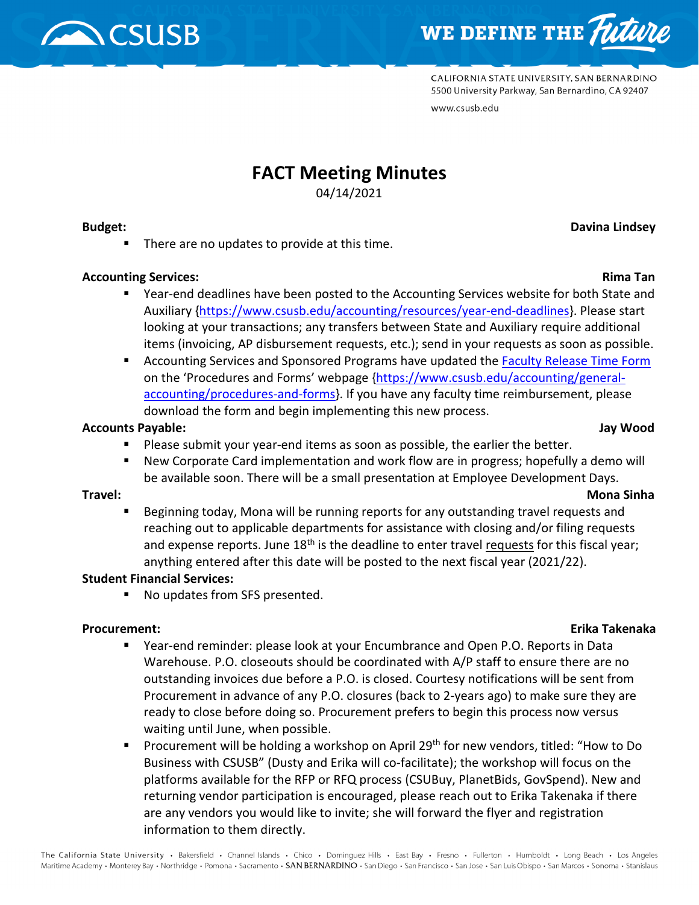CALIFORNIA STATE UNIVERSITY, SAN BERNARDINO
5500 University Parkway, San Bernardino, CA 92407
www.csusb.edu

# FACT Meeting Minutes

04/14/2021

**Budget:** **Davina Lindsey**

- There are no updates to provide at this time.

**Accounting Services:** **Rima Tan**

- Year-end deadlines have been posted to the Accounting Services website for both State and Auxiliary {https://www.csusb.edu/accounting/resources/year-end-deadlines}. Please start looking at your transactions; any transfers between State and Auxiliary require additional items (invoicing, AP disbursement requests, etc.); send in your requests as soon as possible.
- Accounting Services and Sponsored Programs have updated the Faculty Release Time Form on the 'Procedures and Forms' webpage {https://www.csusb.edu/accounting/general-accounting/procedures-and-forms}. If you have any faculty time reimbursement, please download the form and begin implementing this new process.

**Accounts Payable:** **Jay Wood**

- Please submit your year-end items as soon as possible, the earlier the better.
- New Corporate Card implementation and work flow are in progress; hopefully a demo will be available soon. There will be a small presentation at Employee Development Days.

**Travel:** **Mona Sinha**

- Beginning today, Mona will be running reports for any outstanding travel requests and reaching out to applicable departments for assistance with closing and/or filing requests and expense reports. June 18th is the deadline to enter travel requests for this fiscal year; anything entered after this date will be posted to the next fiscal year (2021/22).

**Student Financial Services:**

- No updates from SFS presented.

**Procurement:** **Erika Takenaka**

- Year-end reminder: please look at your Encumbrance and Open P.O. Reports in Data Warehouse. P.O. closeouts should be coordinated with A/P staff to ensure there are no outstanding invoices due before a P.O. is closed. Courtesy notifications will be sent from Procurement in advance of any P.O. closures (back to 2-years ago) to make sure they are ready to close before doing so. Procurement prefers to begin this process now versus waiting until June, when possible.
- Procurement will be holding a workshop on April 29th for new vendors, titled: "How to Do Business with CSUSB" (Dusty and Erika will co-facilitate); the workshop will focus on the platforms available for the RFP or RFQ process (CSUBuy, PlanetBids, GovSpend). New and returning vendor participation is encouraged, please reach out to Erika Takenaka if there are any vendors you would like to invite; she will forward the flyer and registration information to them directly.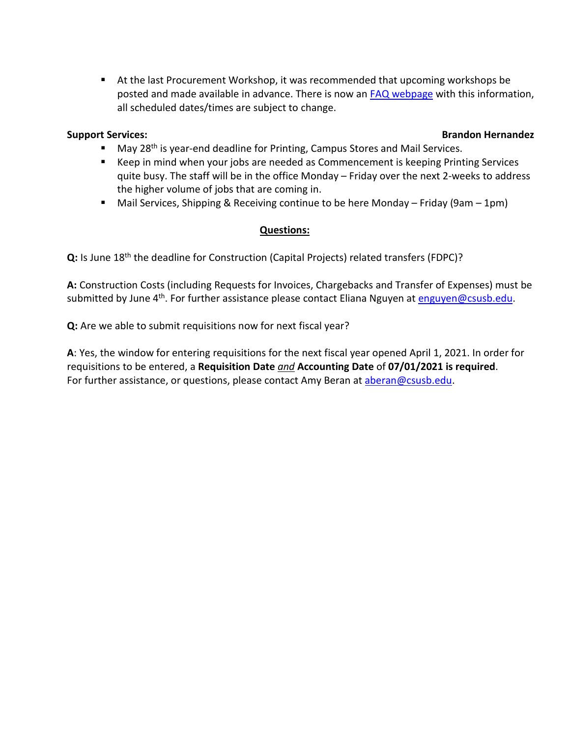- At the last Procurement Workshop, it was recommended that upcoming workshops be posted and made available in advance. There is now an [FAQ webpage](#) with this information, all scheduled dates/times are subject to change.

**Support Services:** **Brandon Hernandez**

- May 28th is year-end deadline for Printing, Campus Stores and Mail Services.
- Keep in mind when your jobs are needed as Commencement is keeping Printing Services quite busy. The staff will be in the office Monday – Friday over the next 2-weeks to address the higher volume of jobs that are coming in.
- Mail Services, Shipping & Receiving continue to be here Monday – Friday (9am – 1pm)

## Questions:

**Q:** Is June 18th the deadline for Construction (Capital Projects) related transfers (FDPC)?

**A:** Construction Costs (including Requests for Invoices, Chargebacks and Transfer of Expenses) must be submitted by June 4th. For further assistance please contact Eliana Nguyen at enguyen@csusb.edu.

**Q:** Are we able to submit requisitions now for next fiscal year?

**A**: Yes, the window for entering requisitions for the next fiscal year opened April 1, 2021. In order for requisitions to be entered, a **Requisition Date** *and* **Accounting Date** of **07/01/2021 is required**. For further assistance, or questions, please contact Amy Beran at aberan@csusb.edu.